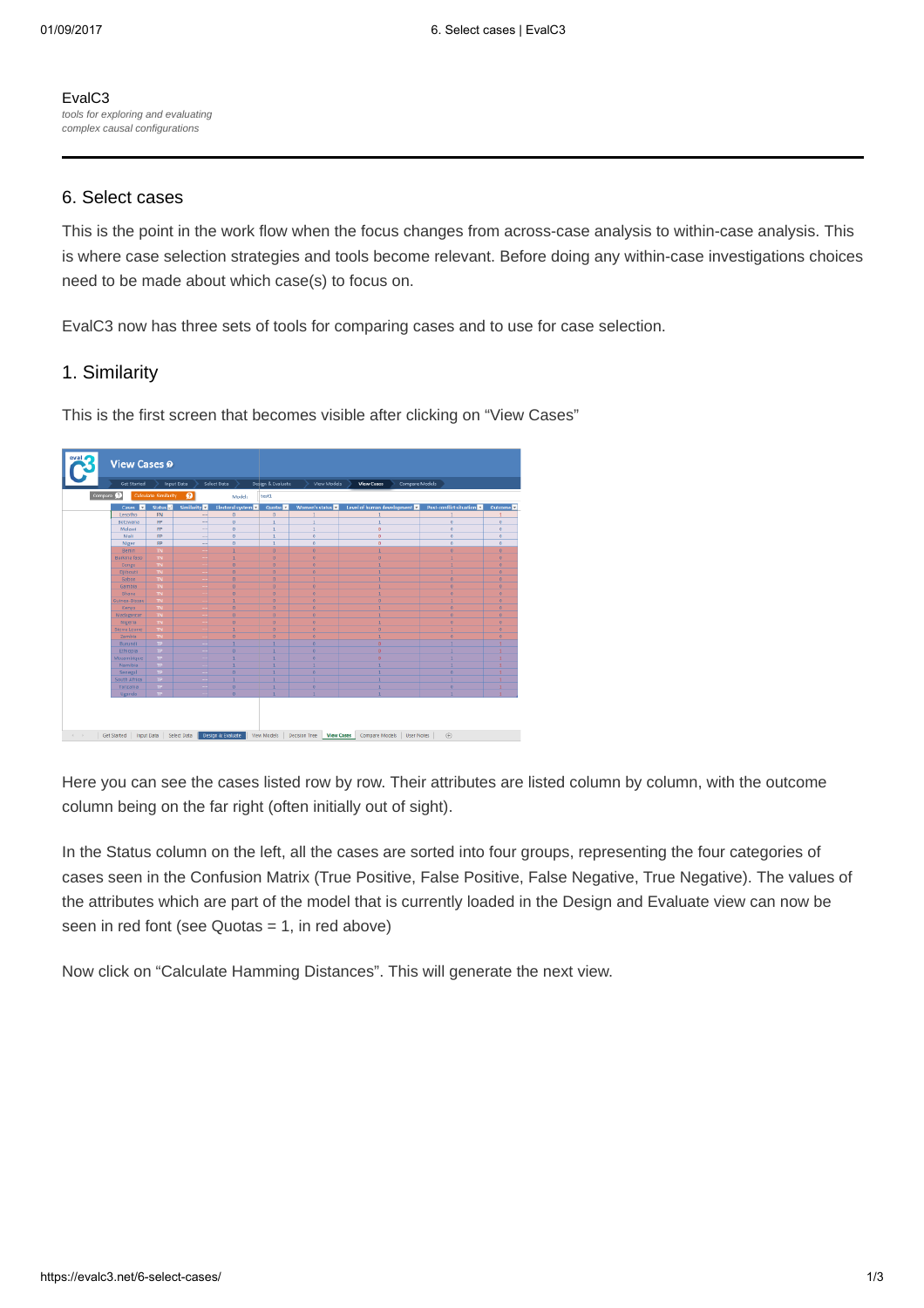EvalC3

*tools for exploring and evaluating complex causal configurations*

## 6. Select cases

This is the point in the work flow when the focus changes from across-case analysis to within-case analysis. This is where case selection strategies and tools become relevant. Before doing any within-case investigations choices need to be made about which case(s) to focus on.

EvalC3 now has three sets of tools for comparing cases and to use for case selection.

### 1. Similarity

This is the first screen that becomes visible after clicking on "View Cases"

Here you can see the cases listed row by row. Their attributes are listed column by column, with the outcome column being on the far right (often initially out of sight).

In the Status column on the left, all the cases are sorted into four groups, representing the four categories of cases seen in the Confusion Matrix (True Positive, False Positive, False Negative, True Negative). The values of the attributes which are part of the model that is currently loaded in the Design and Evaluate view can now be seen in red font (see Quotas = 1, in red above)

Now click on "Calculate Hamming Distances". This will generate the next view.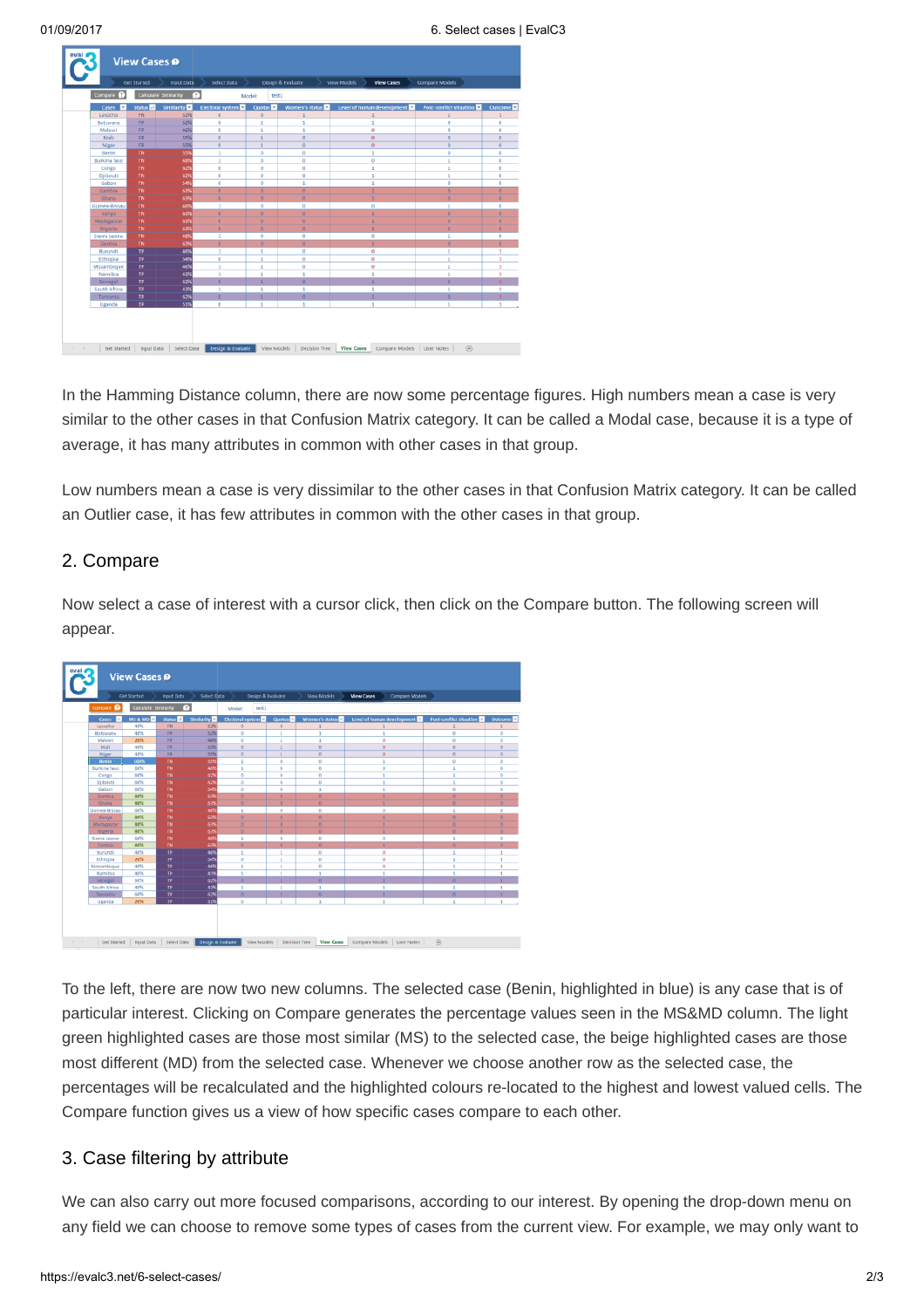In the Hamming Distance column, there are now some percentage figures. High numbers mean a case is very similar to the other cases in that Confusion Matrix category. It can be called a Modal case, because it is a type of average, it has many attributes in common with other cases in that group.

Low numbers mean a case is very dissimilar to the other cases in that Confusion Matrix category. It can be called an Outlier case, it has few attributes in common with the other cases in that group.

## 2. Compare

Now select a case of interest with a cursor click, then click on the Compare button. The following screen will appear.

To the left, there are now two new columns. The selected case (Benin, highlighted in blue) is any case that is of particular interest. Clicking on Compare generates the percentage values seen in the MS&MD column. The light green highlighted cases are those most similar (MS) to the selected case, the beige highlighted cases are those most different (MD) from the selected case. Whenever we choose another row as the selected case, the percentages will be recalculated and the highlighted colours re-located to the highest and lowest valued cells. The Compare function gives us a view of how specific cases compare to each other.

## 3. Case filtering by attribute

We can also carry out more focused comparisons, according to our interest. By opening the drop-down menu on any field we can choose to remove some types of cases from the current view. For example, we may only want to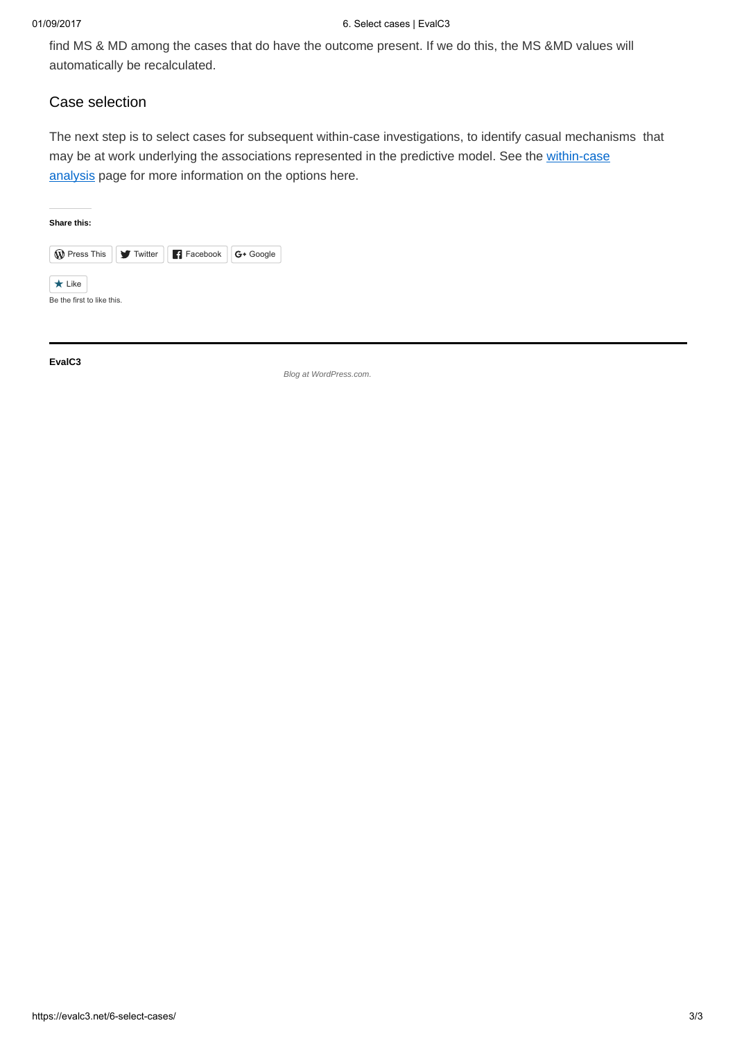find MS & MD among the cases that do have the outcome present. If we do this, the MS &MD values will automatically be recalculated.

## Case selection

The next step is to select cases for subsequent within-case investigations, to identify casual mechanisms that may be at work underlying the associations represented in the predictive model. See the within-case analysis page for more information on the options here.

**Share this:**

Press This | Twitter | Facebook | Google

Like

Be the first to like this.

**EvalC3**

*Blog at WordPress.com.*